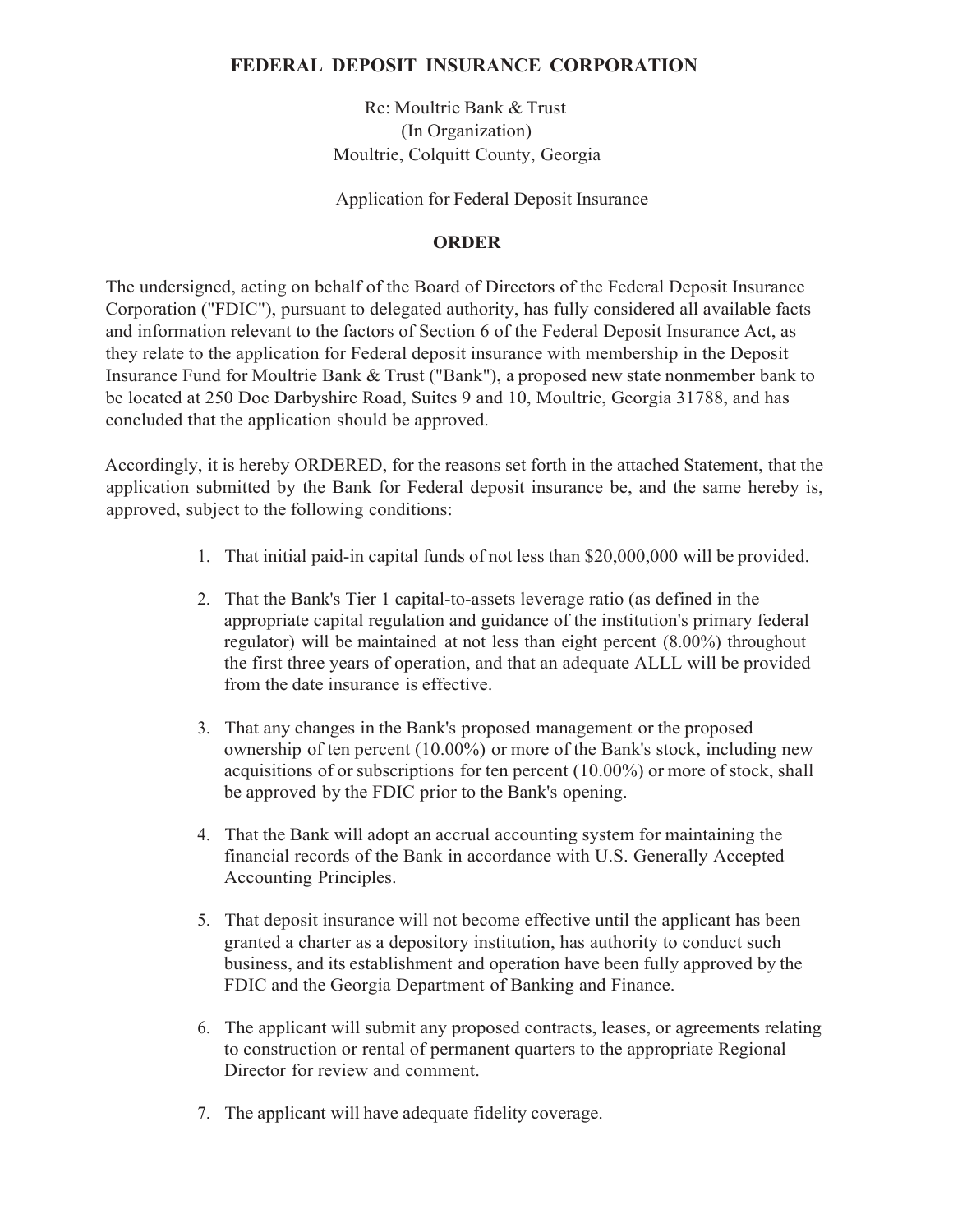# FEDERAL DEPOSIT INSURANCE CORPORATION

Re: Moultrie Bank & Trust
(In Organization)
Moultrie, Colquitt County, Georgia

Application for Federal Deposit Insurance

## ORDER

The undersigned, acting on behalf of the Board of Directors of the Federal Deposit Insurance Corporation ("FDIC"), pursuant to delegated authority, has fully considered all available facts and information relevant to the factors of Section 6 of the Federal Deposit Insurance Act, as they relate to the application for Federal deposit insurance with membership in the Deposit Insurance Fund for Moultrie Bank & Trust ("Bank"), a proposed new state nonmember bank to be located at 250 Doc Darbyshire Road, Suites 9 and 10, Moultrie, Georgia 31788, and has concluded that the application should be approved.

Accordingly, it is hereby ORDERED, for the reasons set forth in the attached Statement, that the application submitted by the Bank for Federal deposit insurance be, and the same hereby is, approved, subject to the following conditions:

1. That initial paid-in capital funds of not less than $20,000,000 will be provided.

2. That the Bank's Tier 1 capital-to-assets leverage ratio (as defined in the appropriate capital regulation and guidance of the institution's primary federal regulator) will be maintained at not less than eight percent (8.00%) throughout the first three years of operation, and that an adequate ALLL will be provided from the date insurance is effective.

3. That any changes in the Bank's proposed management or the proposed ownership of ten percent (10.00%) or more of the Bank's stock, including new acquisitions of or subscriptions for ten percent (10.00%) or more of stock, shall be approved by the FDIC prior to the Bank's opening.

4. That the Bank will adopt an accrual accounting system for maintaining the financial records of the Bank in accordance with U.S. Generally Accepted Accounting Principles.

5. That deposit insurance will not become effective until the applicant has been granted a charter as a depository institution, has authority to conduct such business, and its establishment and operation have been fully approved by the FDIC and the Georgia Department of Banking and Finance.

6. The applicant will submit any proposed contracts, leases, or agreements relating to construction or rental of permanent quarters to the appropriate Regional Director for review and comment.

7. The applicant will have adequate fidelity coverage.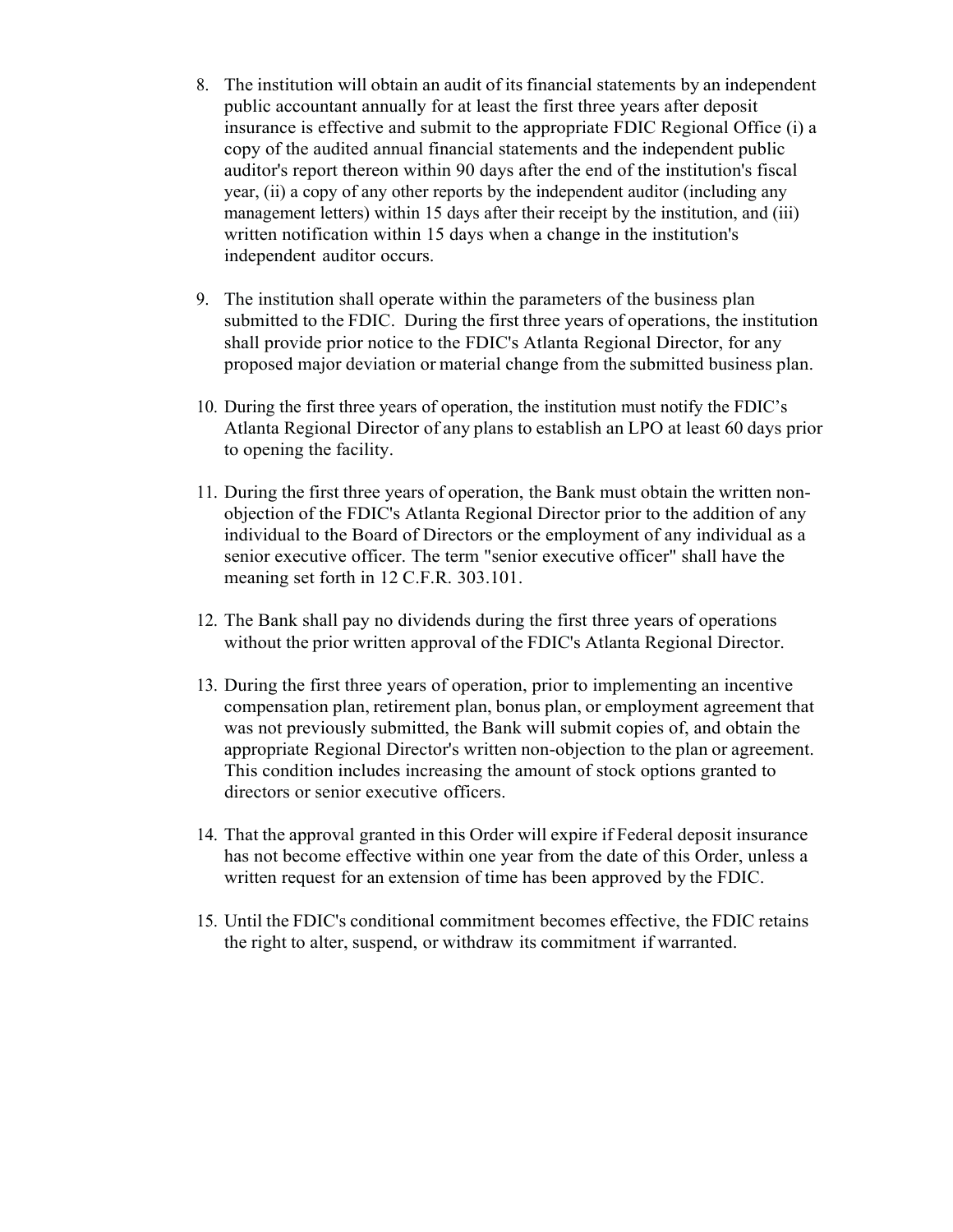8. The institution will obtain an audit of its financial statements by an independent public accountant annually for at least the first three years after deposit insurance is effective and submit to the appropriate FDIC Regional Office (i) a copy of the audited annual financial statements and the independent public auditor's report thereon within 90 days after the end of the institution's fiscal year, (ii) a copy of any other reports by the independent auditor (including any management letters) within 15 days after their receipt by the institution, and (iii) written notification within 15 days when a change in the institution's independent auditor occurs.

9. The institution shall operate within the parameters of the business plan submitted to the FDIC. During the first three years of operations, the institution shall provide prior notice to the FDIC's Atlanta Regional Director, for any proposed major deviation or material change from the submitted business plan.

10. During the first three years of operation, the institution must notify the FDIC's Atlanta Regional Director of any plans to establish an LPO at least 60 days prior to opening the facility.

11. During the first three years of operation, the Bank must obtain the written non-objection of the FDIC's Atlanta Regional Director prior to the addition of any individual to the Board of Directors or the employment of any individual as a senior executive officer. The term "senior executive officer" shall have the meaning set forth in 12 C.F.R. 303.101.

12. The Bank shall pay no dividends during the first three years of operations without the prior written approval of the FDIC's Atlanta Regional Director.

13. During the first three years of operation, prior to implementing an incentive compensation plan, retirement plan, bonus plan, or employment agreement that was not previously submitted, the Bank will submit copies of, and obtain the appropriate Regional Director's written non-objection to the plan or agreement. This condition includes increasing the amount of stock options granted to directors or senior executive officers.

14. That the approval granted in this Order will expire if Federal deposit insurance has not become effective within one year from the date of this Order, unless a written request for an extension of time has been approved by the FDIC.

15. Until the FDIC's conditional commitment becomes effective, the FDIC retains the right to alter, suspend, or withdraw its commitment if warranted.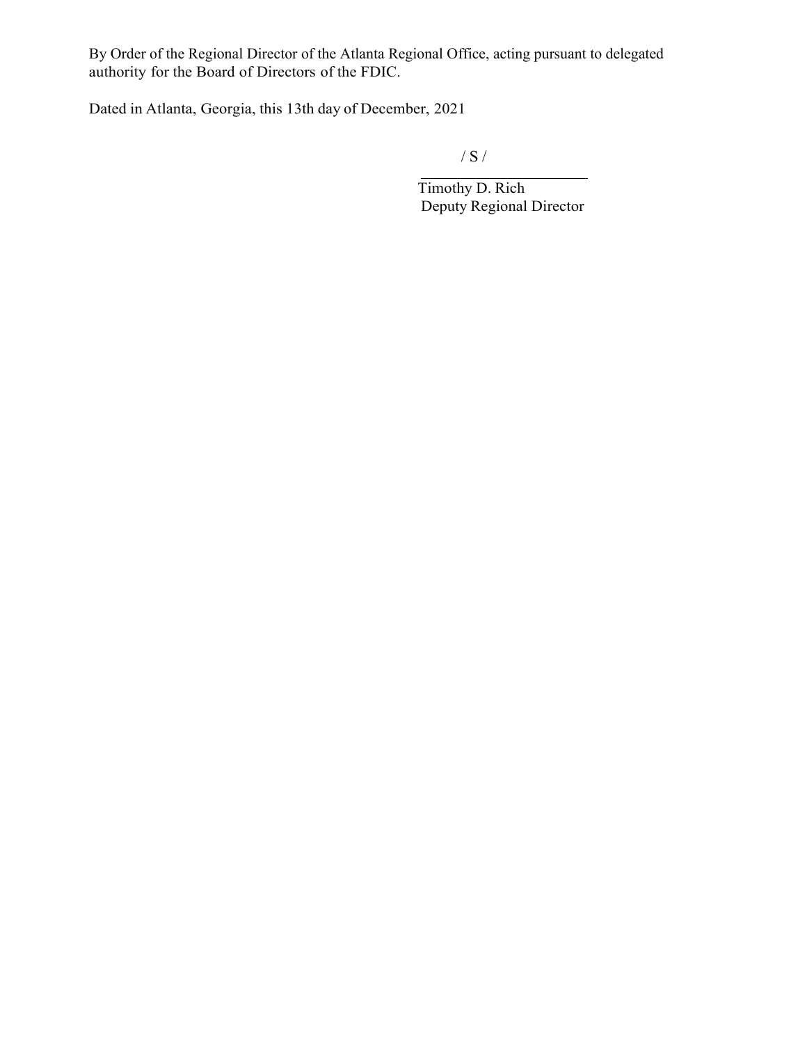By Order of the Regional Director of the Atlanta Regional Office, acting pursuant to delegated authority for the Board of Directors of the FDIC.

Dated in Atlanta, Georgia, this 13th day of December, 2021

/ S /

Timothy D. Rich
Deputy Regional Director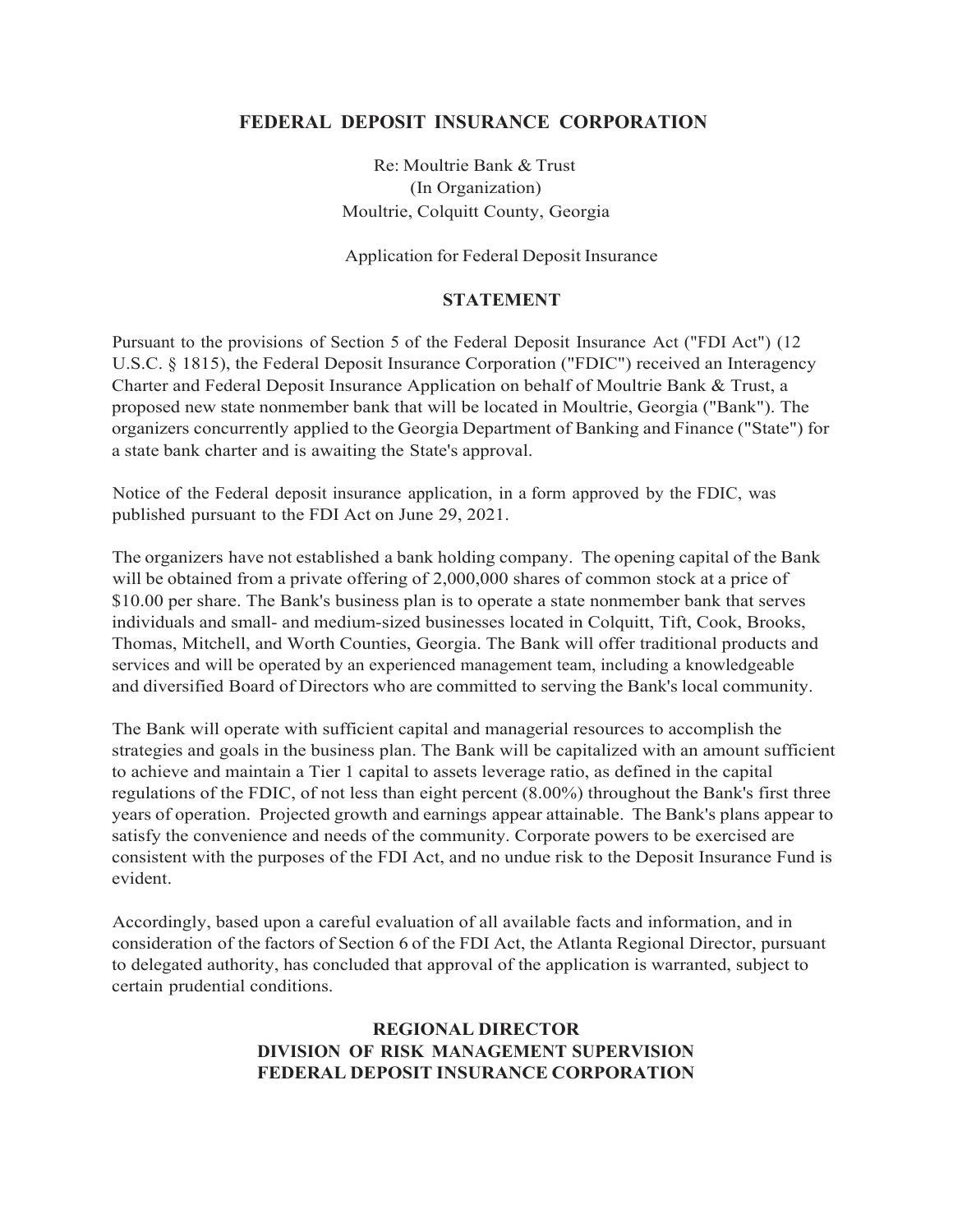# FEDERAL DEPOSIT INSURANCE CORPORATION

Re: Moultrie Bank & Trust
(In Organization)
Moultrie, Colquitt County, Georgia

Application for Federal Deposit Insurance

## STATEMENT

Pursuant to the provisions of Section 5 of the Federal Deposit Insurance Act ("FDI Act") (12 U.S.C. § 1815), the Federal Deposit Insurance Corporation ("FDIC") received an Interagency Charter and Federal Deposit Insurance Application on behalf of Moultrie Bank & Trust, a proposed new state nonmember bank that will be located in Moultrie, Georgia ("Bank"). The organizers concurrently applied to the Georgia Department of Banking and Finance ("State") for a state bank charter and is awaiting the State's approval.

Notice of the Federal deposit insurance application, in a form approved by the FDIC, was published pursuant to the FDI Act on June 29, 2021.

The organizers have not established a bank holding company. The opening capital of the Bank will be obtained from a private offering of 2,000,000 shares of common stock at a price of $10.00 per share. The Bank's business plan is to operate a state nonmember bank that serves individuals and small- and medium-sized businesses located in Colquitt, Tift, Cook, Brooks, Thomas, Mitchell, and Worth Counties, Georgia. The Bank will offer traditional products and services and will be operated by an experienced management team, including a knowledgeable and diversified Board of Directors who are committed to serving the Bank's local community.

The Bank will operate with sufficient capital and managerial resources to accomplish the strategies and goals in the business plan. The Bank will be capitalized with an amount sufficient to achieve and maintain a Tier 1 capital to assets leverage ratio, as defined in the capital regulations of the FDIC, of not less than eight percent (8.00%) throughout the Bank's first three years of operation. Projected growth and earnings appear attainable. The Bank's plans appear to satisfy the convenience and needs of the community. Corporate powers to be exercised are consistent with the purposes of the FDI Act, and no undue risk to the Deposit Insurance Fund is evident.

Accordingly, based upon a careful evaluation of all available facts and information, and in consideration of the factors of Section 6 of the FDI Act, the Atlanta Regional Director, pursuant to delegated authority, has concluded that approval of the application is warranted, subject to certain prudential conditions.

**REGIONAL DIRECTOR**
**DIVISION OF RISK MANAGEMENT SUPERVISION**
**FEDERAL DEPOSIT INSURANCE CORPORATION**